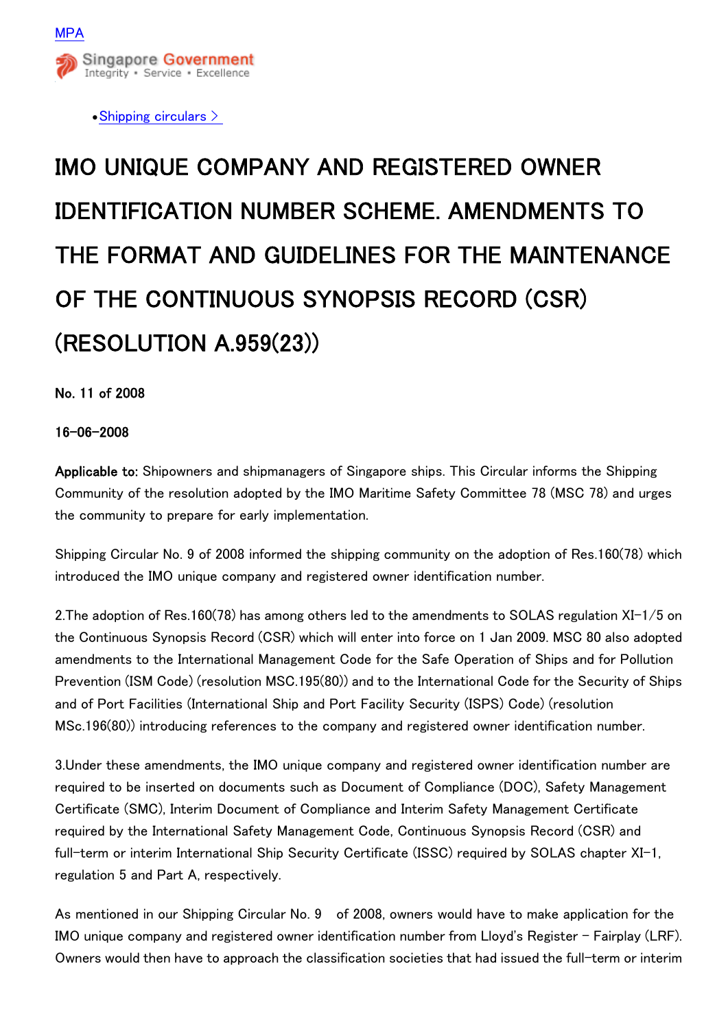MPA

Singapore Government
Integrity • Service • Excellence

- Shipping circulars >

# IMO UNIQUE COMPANY AND REGISTERED OWNER IDENTIFICATION NUMBER SCHEME. AMENDMENTS TO THE FORMAT AND GUIDELINES FOR THE MAINTENANCE OF THE CONTINUOUS SYNOPSIS RECORD (CSR) (RESOLUTION A.959(23))

**No. 11 of 2008**

**16-06-2008**

**Applicable to:** Shipowners and shipmanagers of Singapore ships. This Circular informs the Shipping Community of the resolution adopted by the IMO Maritime Safety Committee 78 (MSC 78) and urges the community to prepare for early implementation.

Shipping Circular No. 9 of 2008 informed the shipping community on the adoption of Res.160(78) which introduced the IMO unique company and registered owner identification number.

2.The adoption of Res.160(78) has among others led to the amendments to SOLAS regulation XI-1/5 on the Continuous Synopsis Record (CSR) which will enter into force on 1 Jan 2009. MSC 80 also adopted amendments to the International Management Code for the Safe Operation of Ships and for Pollution Prevention (ISM Code) (resolution MSC.195(80)) and to the International Code for the Security of Ships and of Port Facilities (International Ship and Port Facility Security (ISPS) Code) (resolution MSc.196(80)) introducing references to the company and registered owner identification number.

3.Under these amendments, the IMO unique company and registered owner identification number are required to be inserted on documents such as Document of Compliance (DOC), Safety Management Certificate (SMC), Interim Document of Compliance and Interim Safety Management Certificate required by the International Safety Management Code, Continuous Synopsis Record (CSR) and full-term or interim International Ship Security Certificate (ISSC) required by SOLAS chapter XI-1, regulation 5 and Part A, respectively.

As mentioned in our Shipping Circular No. 9 of 2008, owners would have to make application for the IMO unique company and registered owner identification number from Lloyd's Register - Fairplay (LRF). Owners would then have to approach the classification societies that had issued the full-term or interim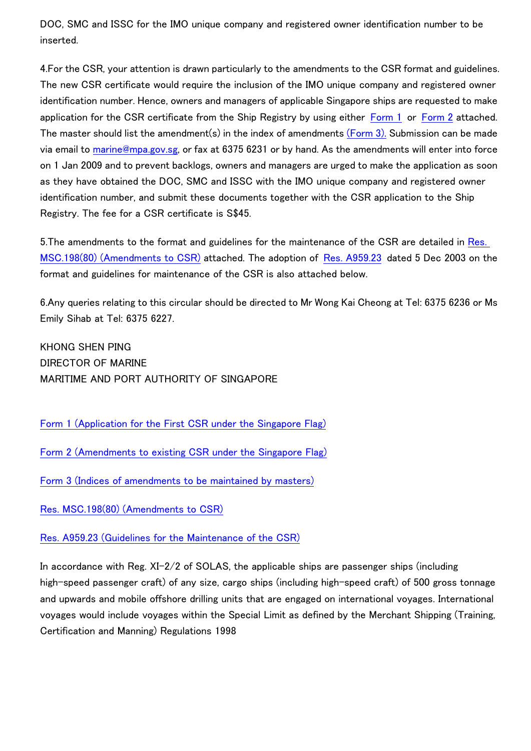DOC, SMC and ISSC for the IMO unique company and registered owner identification number to be inserted.

4.For the CSR, your attention is drawn particularly to the amendments to the CSR format and guidelines. The new CSR certificate would require the inclusion of the IMO unique company and registered owner identification number. Hence, owners and managers of applicable Singapore ships are requested to make application for the CSR certificate from the Ship Registry by using either Form 1 or Form 2 attached. The master should list the amendment(s) in the index of amendments (Form 3). Submission can be made via email to marine@mpa.gov.sg, or fax at 6375 6231 or by hand. As the amendments will enter into force on 1 Jan 2009 and to prevent backlogs, owners and managers are urged to make the application as soon as they have obtained the DOC, SMC and ISSC with the IMO unique company and registered owner identification number, and submit these documents together with the CSR application to the Ship Registry. The fee for a CSR certificate is S$45.

5.The amendments to the format and guidelines for the maintenance of the CSR are detailed in Res. MSC.198(80) (Amendments to CSR) attached. The adoption of Res. A959.23 dated 5 Dec 2003 on the format and guidelines for maintenance of the CSR is also attached below.

6.Any queries relating to this circular should be directed to Mr Wong Kai Cheong at Tel: 6375 6236 or Ms Emily Sihab at Tel: 6375 6227.

KHONG SHEN PING
DIRECTOR OF MARINE
MARITIME AND PORT AUTHORITY OF SINGAPORE

Form 1 (Application for the First CSR under the Singapore Flag)

Form 2 (Amendments to existing CSR under the Singapore Flag)

Form 3 (Indices of amendments to be maintained by masters)

Res. MSC.198(80) (Amendments to CSR)

Res. A959.23 (Guidelines for the Maintenance of the CSR)

In accordance with Reg. XI-2/2 of SOLAS, the applicable ships are passenger ships (including high-speed passenger craft) of any size, cargo ships (including high-speed craft) of 500 gross tonnage and upwards and mobile offshore drilling units that are engaged on international voyages. International voyages would include voyages within the Special Limit as defined by the Merchant Shipping (Training, Certification and Manning) Regulations 1998